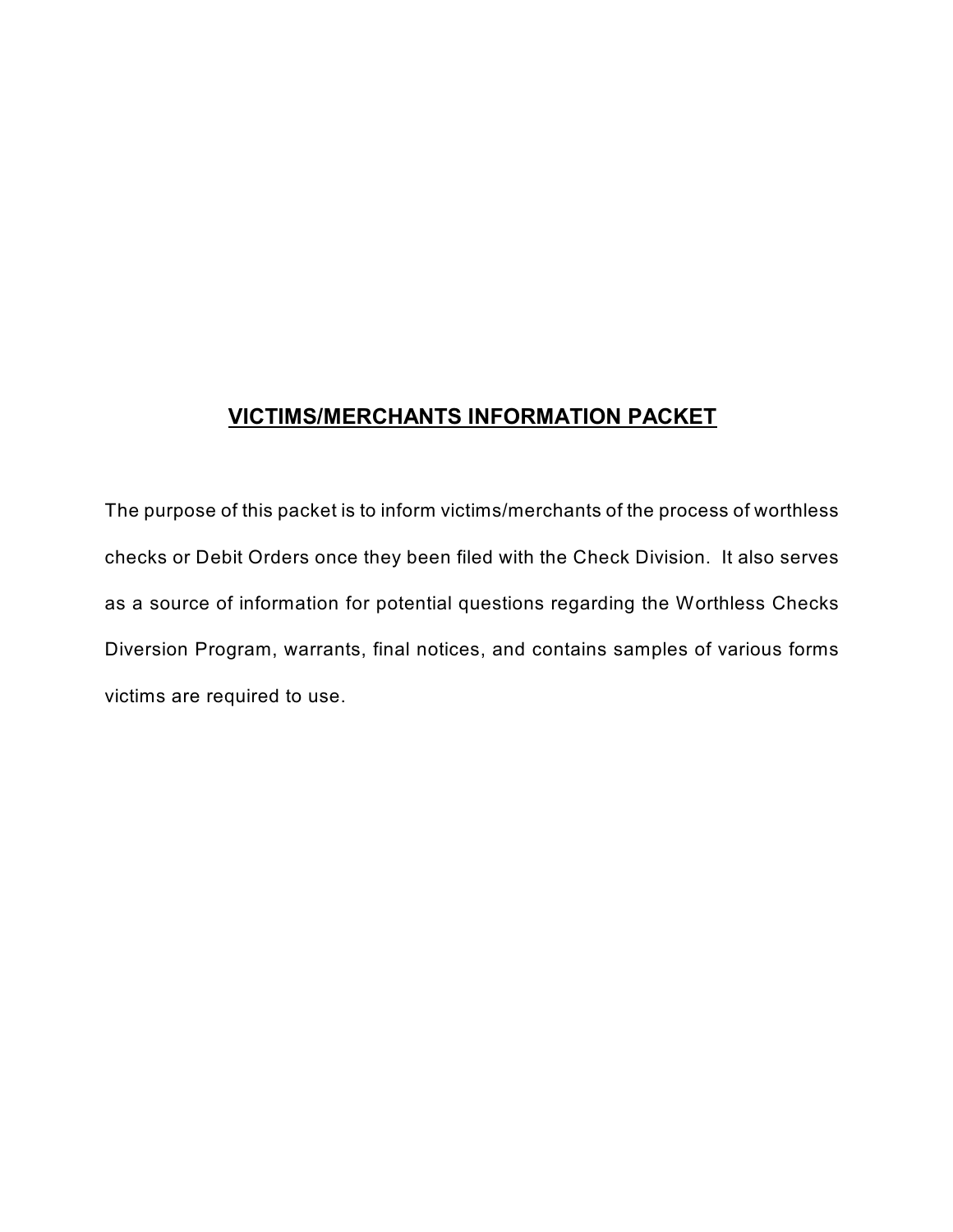# <u>VICTIMS/MERCHANTS INFORMATION PACKET</u>

The purpose of this packet is to inform victims/merchants of the process of worthless checks or Debit Orders once they been filed with the Check Division. It also serves as a source of information for potential questions regarding the Worthless Checks Diversion Program, warrants, final notices, and contains samples of various forms victims are required to use.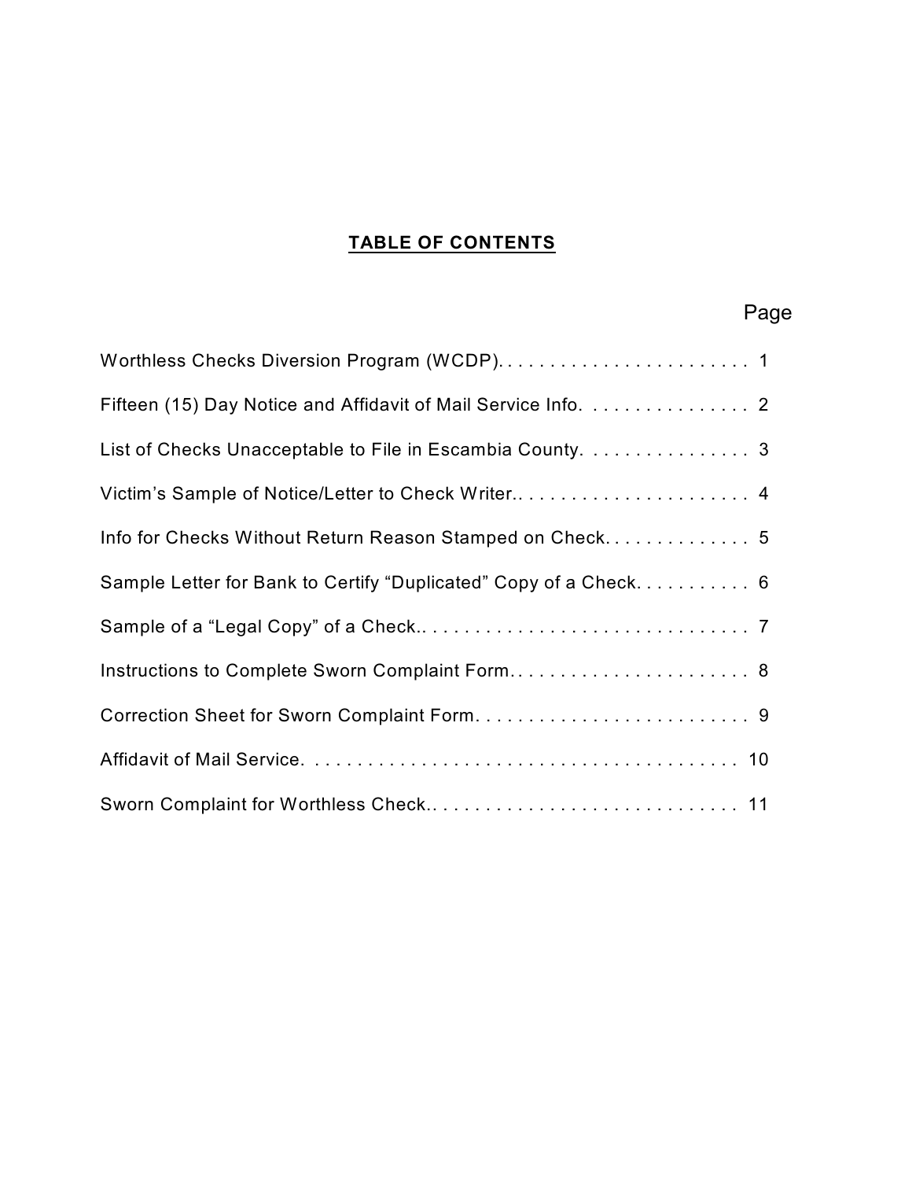# TABLE OF CONTENTS

| | Page |
|---|---|
| Worthless Checks Diversion Program (WCDP). | 1 |
| Fifteen (15) Day Notice and Affidavit of Mail Service Info. | 2 |
| List of Checks Unacceptable to File in Escambia County. | 3 |
| Victim's Sample of Notice/Letter to Check Writer. | 4 |
| Info for Checks Without Return Reason Stamped on Check. | 5 |
| Sample Letter for Bank to Certify "Duplicated" Copy of a Check. | 6 |
| Sample of a "Legal Copy" of a Check. | 7 |
| Instructions to Complete Sworn Complaint Form. | 8 |
| Correction Sheet for Sworn Complaint Form. | 9 |
| Affidavit of Mail Service. | 10 |
| Sworn Complaint for Worthless Check. | 11 |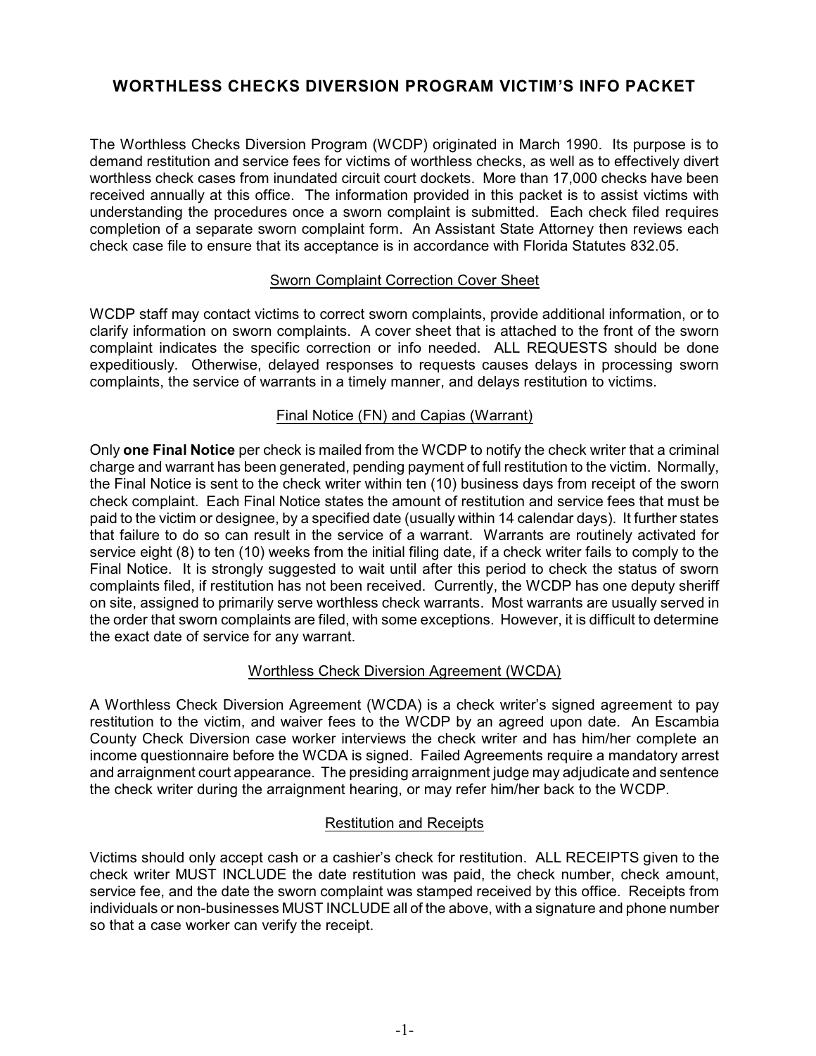## WORTHLESS CHECKS DIVERSION PROGRAM VICTIM'S INFO PACKET

The Worthless Checks Diversion Program (WCDP) originated in March 1990. Its purpose is to demand restitution and service fees for victims of worthless checks, as well as to effectively divert worthless check cases from inundated circuit court dockets. More than 17,000 checks have been received annually at this office. The information provided in this packet is to assist victims with understanding the procedures once a sworn complaint is submitted. Each check filed requires completion of a separate sworn complaint form. An Assistant State Attorney then reviews each check case file to ensure that its acceptance is in accordance with Florida Statutes 832.05.

### Sworn Complaint Correction Cover Sheet

WCDP staff may contact victims to correct sworn complaints, provide additional information, or to clarify information on sworn complaints. A cover sheet that is attached to the front of the sworn complaint indicates the specific correction or info needed. ALL REQUESTS should be done expeditiously. Otherwise, delayed responses to requests causes delays in processing sworn complaints, the service of warrants in a timely manner, and delays restitution to victims.

### Final Notice (FN) and Capias (Warrant)

Only **one Final Notice** per check is mailed from the WCDP to notify the check writer that a criminal charge and warrant has been generated, pending payment of full restitution to the victim. Normally, the Final Notice is sent to the check writer within ten (10) business days from receipt of the sworn check complaint. Each Final Notice states the amount of restitution and service fees that must be paid to the victim or designee, by a specified date (usually within 14 calendar days). It further states that failure to do so can result in the service of a warrant. Warrants are routinely activated for service eight (8) to ten (10) weeks from the initial filing date, if a check writer fails to comply to the Final Notice. It is strongly suggested to wait until after this period to check the status of sworn complaints filed, if restitution has not been received. Currently, the WCDP has one deputy sheriff on site, assigned to primarily serve worthless check warrants. Most warrants are usually served in the order that sworn complaints are filed, with some exceptions. However, it is difficult to determine the exact date of service for any warrant.

### Worthless Check Diversion Agreement (WCDA)

A Worthless Check Diversion Agreement (WCDA) is a check writer's signed agreement to pay restitution to the victim, and waiver fees to the WCDP by an agreed upon date. An Escambia County Check Diversion case worker interviews the check writer and has him/her complete an income questionnaire before the WCDA is signed. Failed Agreements require a mandatory arrest and arraignment court appearance. The presiding arraignment judge may adjudicate and sentence the check writer during the arraignment hearing, or may refer him/her back to the WCDP.

### Restitution and Receipts

Victims should only accept cash or a cashier's check for restitution. ALL RECEIPTS given to the check writer MUST INCLUDE the date restitution was paid, the check number, check amount, service fee, and the date the sworn complaint was stamped received by this office. Receipts from individuals or non-businesses MUST INCLUDE all of the above, with a signature and phone number so that a case worker can verify the receipt.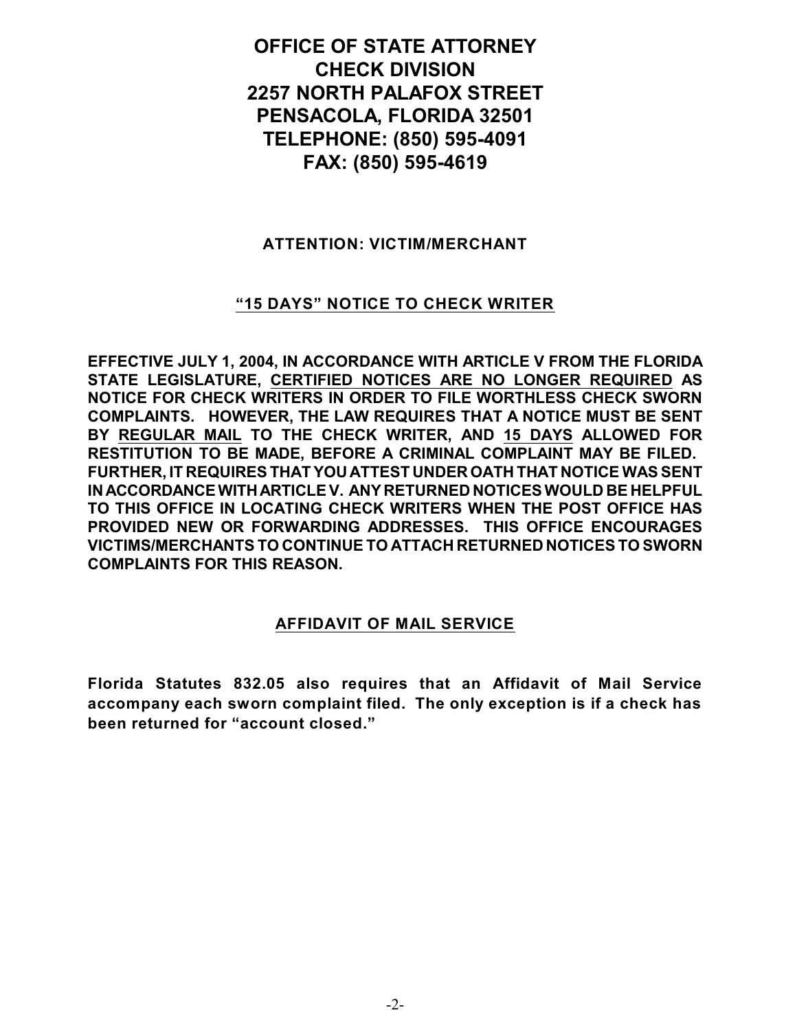# OFFICE OF STATE ATTORNEY
# CHECK DIVISION
# 2257 NORTH PALAFOX STREET
# PENSACOLA, FLORIDA 32501
# TELEPHONE: (850) 595-4091
# FAX: (850) 595-4619

**ATTENTION: VICTIM/MERCHANT**

## "15 DAYS" NOTICE TO CHECK WRITER

**EFFECTIVE JULY 1, 2004, IN ACCORDANCE WITH ARTICLE V FROM THE FLORIDA STATE LEGISLATURE, CERTIFIED NOTICES ARE NO LONGER REQUIRED AS NOTICE FOR CHECK WRITERS IN ORDER TO FILE WORTHLESS CHECK SWORN COMPLAINTS. HOWEVER, THE LAW REQUIRES THAT A NOTICE MUST BE SENT BY REGULAR MAIL TO THE CHECK WRITER, AND 15 DAYS ALLOWED FOR RESTITUTION TO BE MADE, BEFORE A CRIMINAL COMPLAINT MAY BE FILED. FURTHER, IT REQUIRES THAT YOU ATTEST UNDER OATH THAT NOTICE WAS SENT IN ACCORDANCE WITH ARTICLE V. ANY RETURNED NOTICES WOULD BE HELPFUL TO THIS OFFICE IN LOCATING CHECK WRITERS WHEN THE POST OFFICE HAS PROVIDED NEW OR FORWARDING ADDRESSES. THIS OFFICE ENCOURAGES VICTIMS/MERCHANTS TO CONTINUE TO ATTACH RETURNED NOTICES TO SWORN COMPLAINTS FOR THIS REASON.**

## AFFIDAVIT OF MAIL SERVICE

**Florida Statutes 832.05 also requires that an Affidavit of Mail Service accompany each sworn complaint filed. The only exception is if a check has been returned for "account closed."**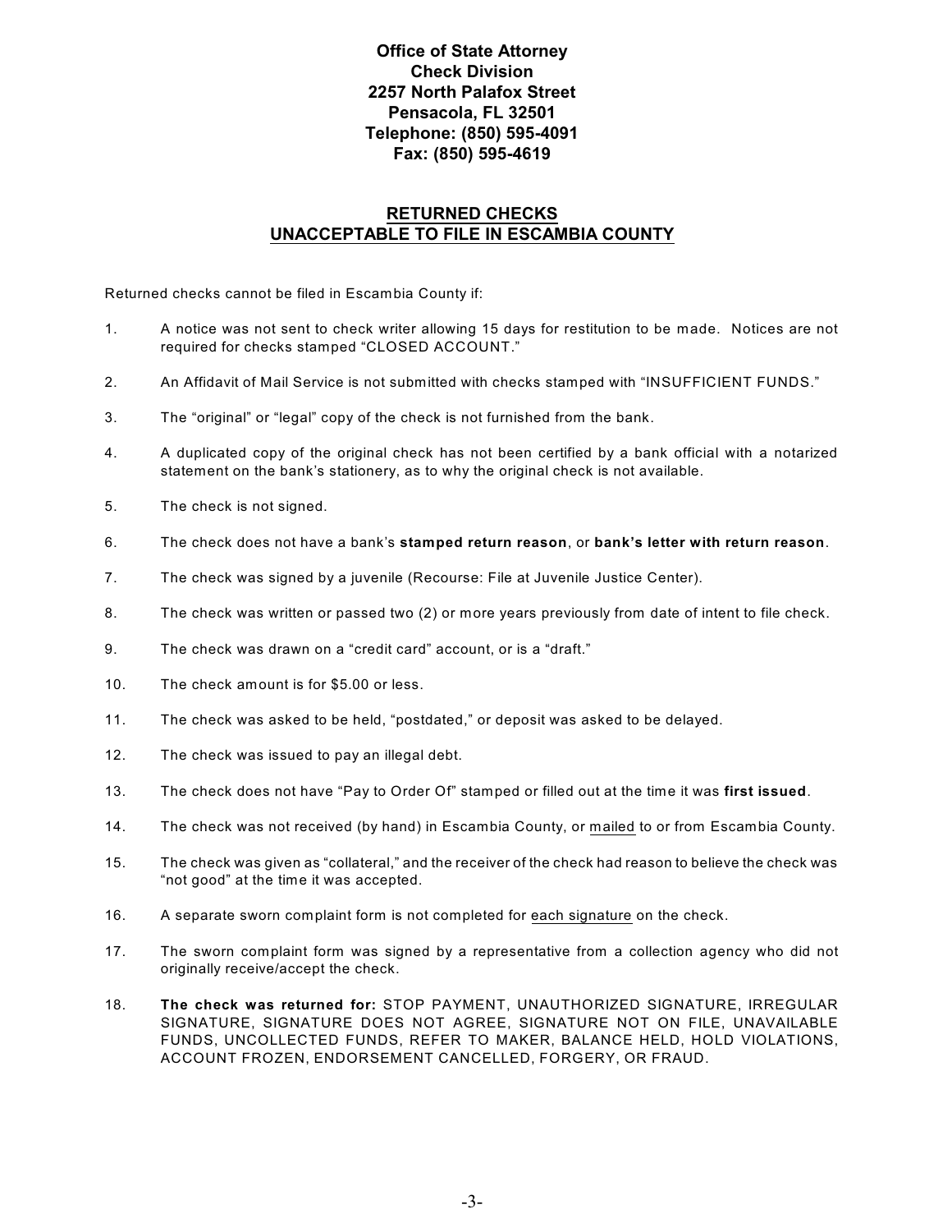**Office of State Attorney**
**Check Division**
**2257 North Palafox Street**
**Pensacola, FL 32501**
**Telephone: (850) 595-4091**
**Fax: (850) 595-4619**

## RETURNED CHECKS UNACCEPTABLE TO FILE IN ESCAMBIA COUNTY

Returned checks cannot be filed in Escambia County if:

1. A notice was not sent to check writer allowing 15 days for restitution to be made. Notices are not required for checks stamped "CLOSED ACCOUNT."
2. An Affidavit of Mail Service is not submitted with checks stamped with "INSUFFICIENT FUNDS."
3. The "original" or "legal" copy of the check is not furnished from the bank.
4. A duplicated copy of the original check has not been certified by a bank official with a notarized statement on the bank's stationery, as to why the original check is not available.
5. The check is not signed.
6. The check does not have a bank's **stamped return reason**, or **bank's letter with return reason**.
7. The check was signed by a juvenile (Recourse: File at Juvenile Justice Center).
8. The check was written or passed two (2) or more years previously from date of intent to file check.
9. The check was drawn on a "credit card" account, or is a "draft."
10. The check amount is for $5.00 or less.
11. The check was asked to be held, "postdated," or deposit was asked to be delayed.
12. The check was issued to pay an illegal debt.
13. The check does not have "Pay to Order Of" stamped or filled out at the time it was **first issued**.
14. The check was not received (by hand) in Escambia County, or mailed to or from Escambia County.
15. The check was given as "collateral," and the receiver of the check had reason to believe the check was "not good" at the time it was accepted.
16. A separate sworn complaint form is not completed for each signature on the check.
17. The sworn complaint form was signed by a representative from a collection agency who did not originally receive/accept the check.
18. **The check was returned for:** STOP PAYMENT, UNAUTHORIZED SIGNATURE, IRREGULAR SIGNATURE, SIGNATURE DOES NOT AGREE, SIGNATURE NOT ON FILE, UNAVAILABLE FUNDS, UNCOLLECTED FUNDS, REFER TO MAKER, BALANCE HELD, HOLD VIOLATIONS, ACCOUNT FROZEN, ENDORSEMENT CANCELLED, FORGERY, OR FRAUD.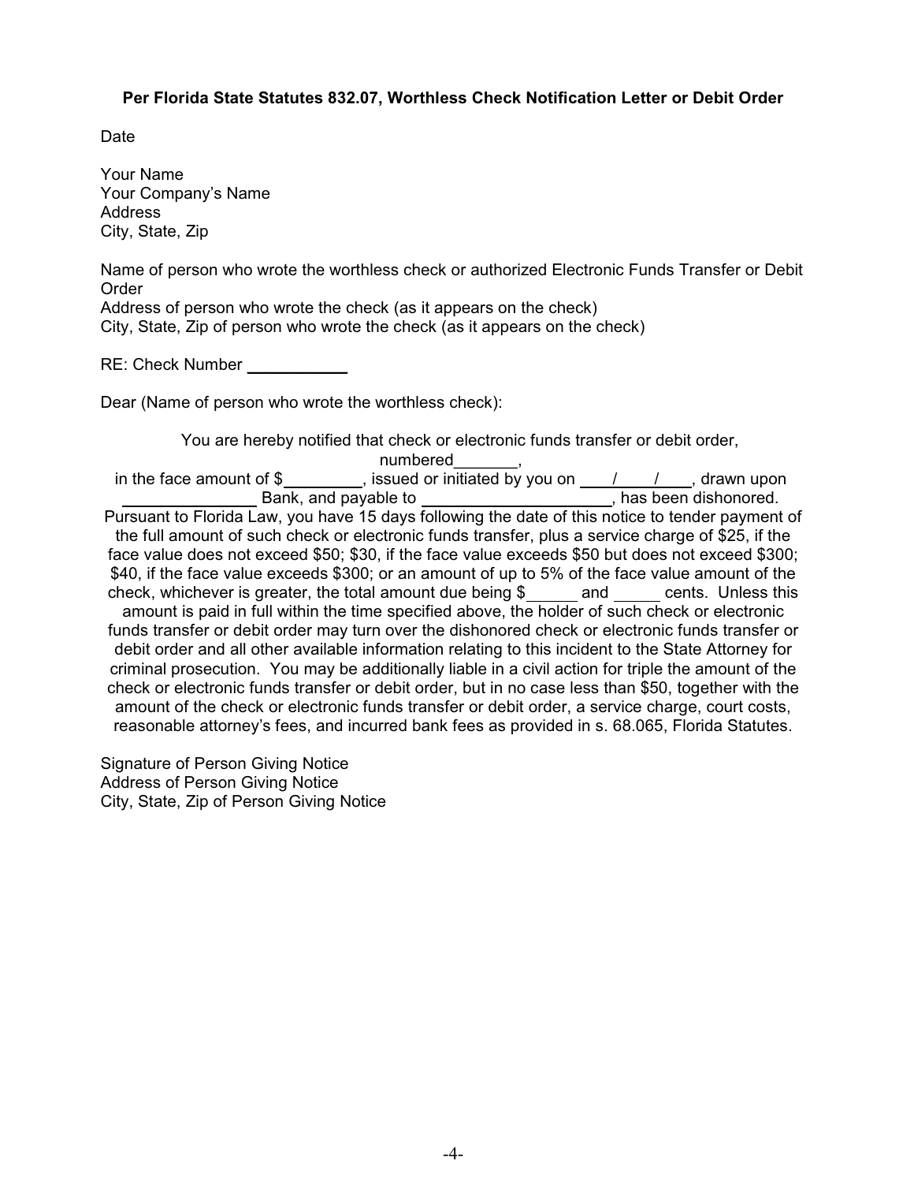**Per Florida State Statutes 832.07, Worthless Check Notification Letter or Debit Order**

Date

Your Name  
Your Company's Name  
Address  
City, State, Zip

Name of person who wrote the worthless check or authorized Electronic Funds Transfer or Debit Order  
Address of person who wrote the check (as it appears on the check)  
City, State, Zip of person who wrote the check (as it appears on the check)

RE: Check Number \_\_\_\_\_\_\_\_\_\_\_

Dear (Name of person who wrote the worthless check):

You are hereby notified that check or electronic funds transfer or debit order, numbered\_\_\_\_\_\_\_, in the face amount of $\_\_\_\_\_\_\_\_\_, issued or initiated by you on \_\_\_\_/\_\_\_\_/\_\_\_\_, drawn upon \_\_\_\_\_\_\_\_\_\_\_\_\_\_\_ Bank, and payable to \_\_\_\_\_\_\_\_\_\_\_\_\_\_\_\_\_\_\_\_\_, has been dishonored. Pursuant to Florida Law, you have 15 days following the date of this notice to tender payment of the full amount of such check or electronic funds transfer, plus a service charge of $25, if the face value does not exceed $50; $30, if the face value exceeds $50 but does not exceed $300; $40, if the face value exceeds $300; or an amount of up to 5% of the face value amount of the check, whichever is greater, the total amount due being $\_\_\_\_\_\_ and \_\_\_\_\_ cents. Unless this amount is paid in full within the time specified above, the holder of such check or electronic funds transfer or debit order may turn over the dishonored check or electronic funds transfer or debit order and all other available information relating to this incident to the State Attorney for criminal prosecution. You may be additionally liable in a civil action for triple the amount of the check or electronic funds transfer or debit order, but in no case less than $50, together with the amount of the check or electronic funds transfer or debit order, a service charge, court costs, reasonable attorney's fees, and incurred bank fees as provided in s. 68.065, Florida Statutes.

Signature of Person Giving Notice  
Address of Person Giving Notice  
City, State, Zip of Person Giving Notice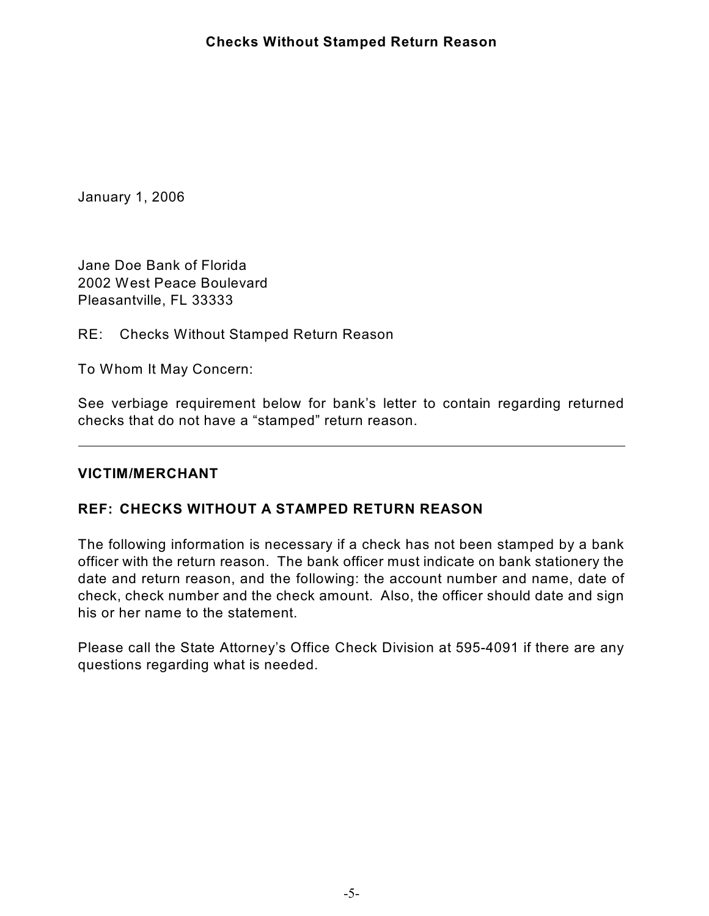# Checks Without Stamped Return Reason

January 1, 2006

Jane Doe Bank of Florida
2002 West Peace Boulevard
Pleasantville, FL 33333

RE: Checks Without Stamped Return Reason

To Whom It May Concern:

See verbiage requirement below for bank's letter to contain regarding returned checks that do not have a "stamped" return reason.

---

**VICTIM/MERCHANT**

**REF: CHECKS WITHOUT A STAMPED RETURN REASON**

The following information is necessary if a check has not been stamped by a bank officer with the return reason. The bank officer must indicate on bank stationery the date and return reason, and the following: the account number and name, date of check, check number and the check amount. Also, the officer should date and sign his or her name to the statement.

Please call the State Attorney's Office Check Division at 595-4091 if there are any questions regarding what is needed.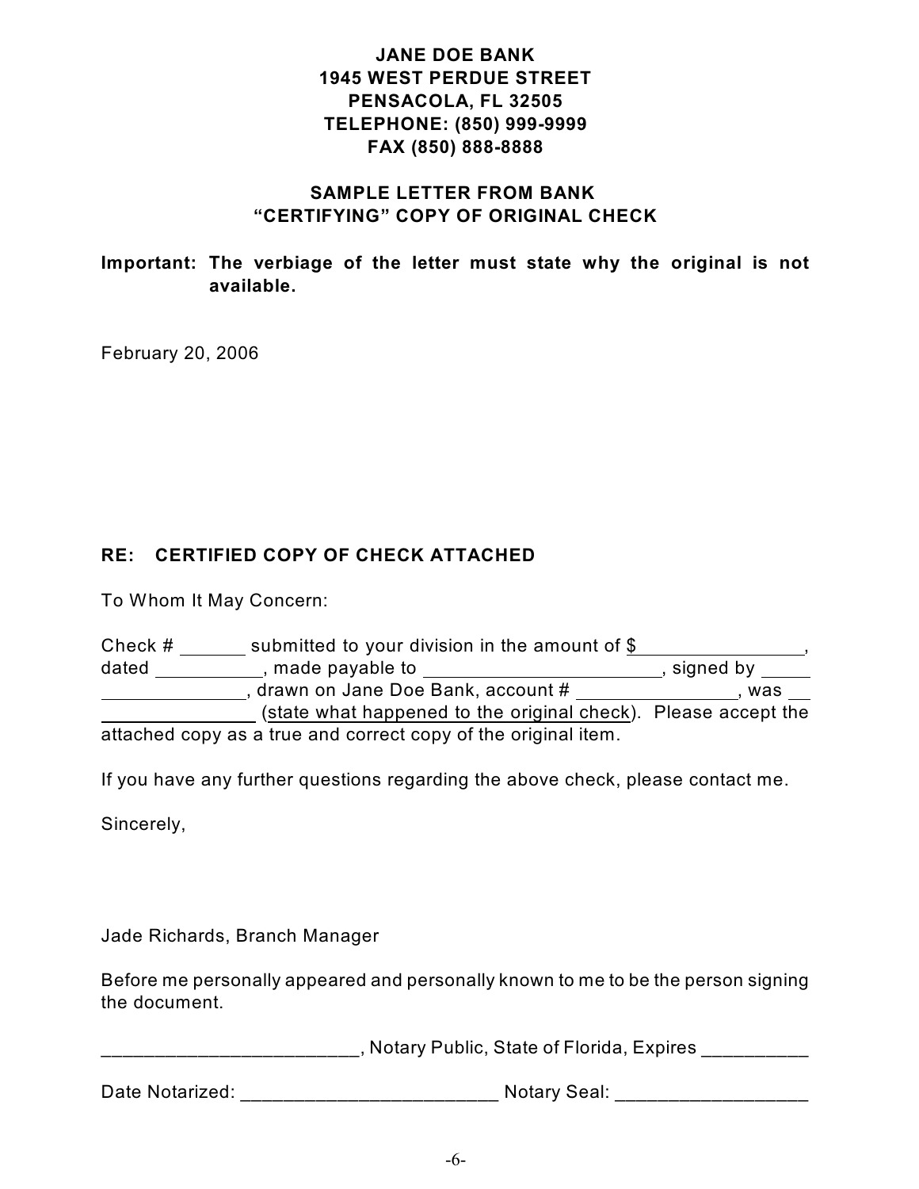**JANE DOE BANK**
**1945 WEST PERDUE STREET**
**PENSACOLA, FL 32505**
**TELEPHONE: (850) 999-9999**
**FAX (850) 888-8888**

**SAMPLE LETTER FROM BANK**
**"CERTIFYING" COPY OF ORIGINAL CHECK**

**Important: The verbiage of the letter must state why the original is not available.**

February 20, 2006

**RE: CERTIFIED COPY OF CHECK ATTACHED**

To Whom It May Concern:

Check # _______ submitted to your division in the amount of $_________________, dated ___________, made payable to ________________________, signed by ______________________, drawn on Jane Doe Bank, account # ________________, was _________________ (state what happened to the original check). Please accept the attached copy as a true and correct copy of the original item.

If you have any further questions regarding the above check, please contact me.

Sincerely,

Jade Richards, Branch Manager

Before me personally appeared and personally known to me to be the person signing the document.

________________________, Notary Public, State of Florida, Expires __________

Date Notarized: ________________________ Notary Seal: __________________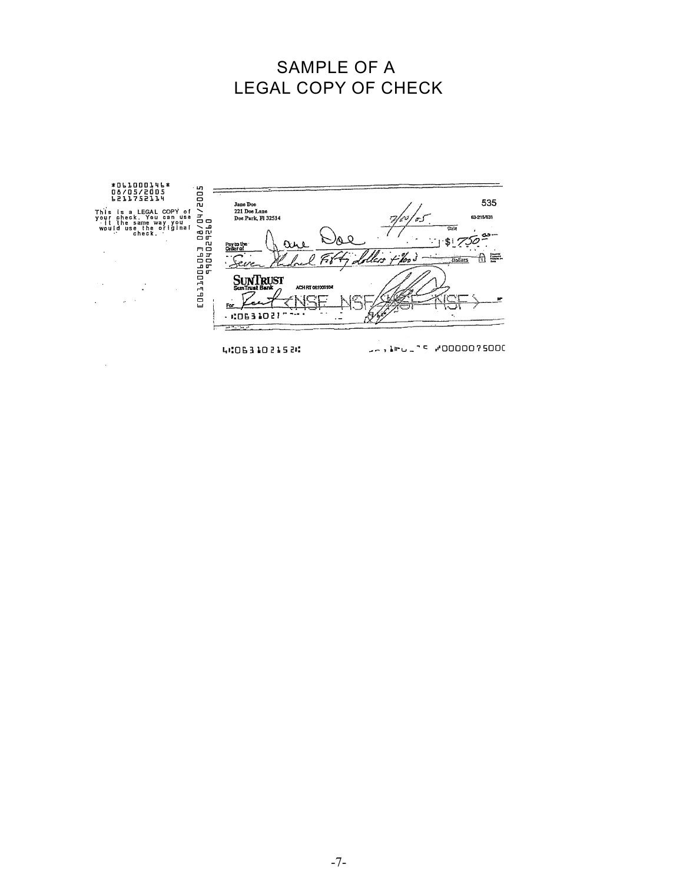# SAMPLE OF A LEGAL COPY OF CHECK

*061000146*
08/05/2005
6211752114

This is a LEGAL COPY of your check. You can use it the same way you would use the original check.

[061100606] 08/04/2005
9904029260

Jane Doe
221 Doe Lane
Doe Park, Fl 32514

535

7/20/05

63-215/631

Date

Pay to the Order of Jane Doe $ 750.00

Seven Hundred Fifty dollars + 00/100 Dollars

SUNTRUST
SunTrust Bank

ACH RT 061000104

For Rent <NSF NSF NSF NSF>

⑆063102152⑆ ⑈0000075000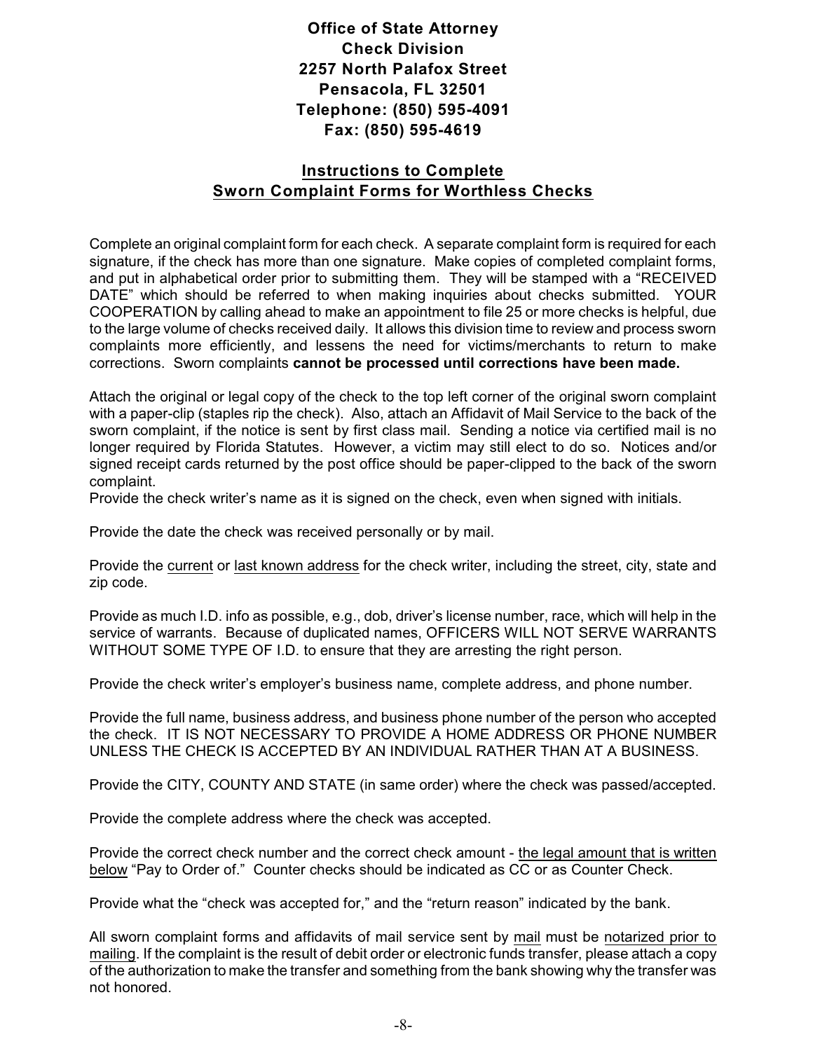**Office of State Attorney**
**Check Division**
**2257 North Palafox Street**
**Pensacola, FL 32501**
**Telephone: (850) 595-4091**
**Fax: (850) 595-4619**

## Instructions to Complete Sworn Complaint Forms for Worthless Checks

Complete an original complaint form for each check. A separate complaint form is required for each signature, if the check has more than one signature. Make copies of completed complaint forms, and put in alphabetical order prior to submitting them. They will be stamped with a "RECEIVED DATE" which should be referred to when making inquiries about checks submitted. YOUR COOPERATION by calling ahead to make an appointment to file 25 or more checks is helpful, due to the large volume of checks received daily. It allows this division time to review and process sworn complaints more efficiently, and lessens the need for victims/merchants to return to make corrections. Sworn complaints **cannot be processed until corrections have been made.**

Attach the original or legal copy of the check to the top left corner of the original sworn complaint with a paper-clip (staples rip the check). Also, attach an Affidavit of Mail Service to the back of the sworn complaint, if the notice is sent by first class mail. Sending a notice via certified mail is no longer required by Florida Statutes. However, a victim may still elect to do so. Notices and/or signed receipt cards returned by the post office should be paper-clipped to the back of the sworn complaint.

Provide the check writer's name as it is signed on the check, even when signed with initials.

Provide the date the check was received personally or by mail.

Provide the current or last known address for the check writer, including the street, city, state and zip code.

Provide as much I.D. info as possible, e.g., dob, driver's license number, race, which will help in the service of warrants. Because of duplicated names, OFFICERS WILL NOT SERVE WARRANTS WITHOUT SOME TYPE OF I.D. to ensure that they are arresting the right person.

Provide the check writer's employer's business name, complete address, and phone number.

Provide the full name, business address, and business phone number of the person who accepted the check. IT IS NOT NECESSARY TO PROVIDE A HOME ADDRESS OR PHONE NUMBER UNLESS THE CHECK IS ACCEPTED BY AN INDIVIDUAL RATHER THAN AT A BUSINESS.

Provide the CITY, COUNTY AND STATE (in same order) where the check was passed/accepted.

Provide the complete address where the check was accepted.

Provide the correct check number and the correct check amount - the legal amount that is written below "Pay to Order of." Counter checks should be indicated as CC or as Counter Check.

Provide what the "check was accepted for," and the "return reason" indicated by the bank.

All sworn complaint forms and affidavits of mail service sent by mail must be notarized prior to mailing. If the complaint is the result of debit order or electronic funds transfer, please attach a copy of the authorization to make the transfer and something from the bank showing why the transfer was not honored.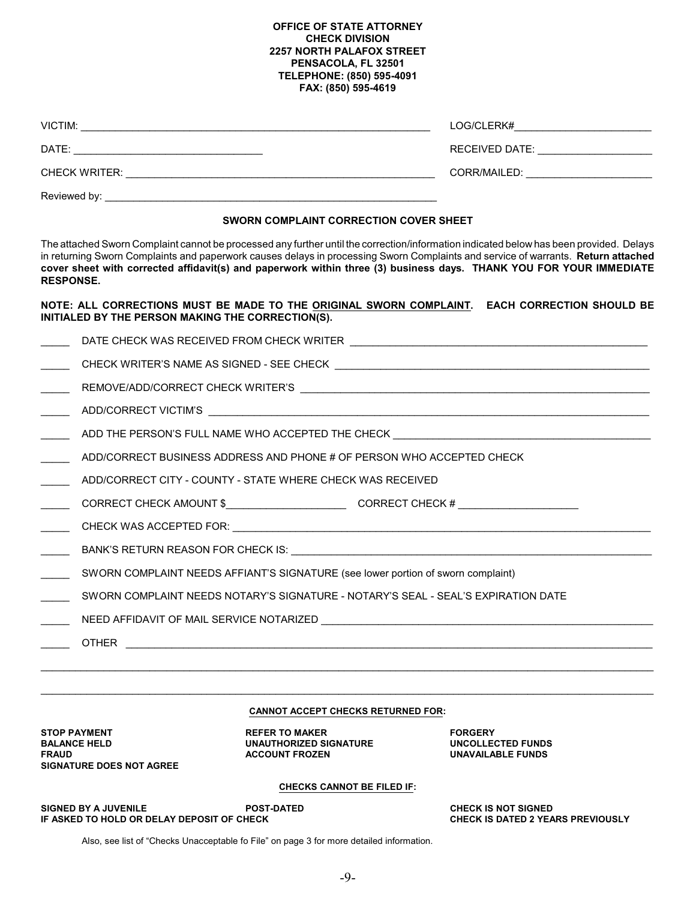**OFFICE OF STATE ATTORNEY**
**CHECK DIVISION**
**2257 NORTH PALAFOX STREET**
**PENSACOLA, FL 32501**
**TELEPHONE: (850) 595-4091**
**FAX: (850) 595-4619**

VICTIM: ______________________________________________ LOG/CLERK#______________________

DATE: ______________________________ RECEIVED DATE: ____________________

CHECK WRITER: ______________________________________________ CORR/MAILED: ______________________

Reviewed by: ______________________________________________

## SWORN COMPLAINT CORRECTION COVER SHEET

The attached Sworn Complaint cannot be processed any further until the correction/information indicated below has been provided. Delays in returning Sworn Complaints and paperwork causes delays in processing Sworn Complaints and service of warrants. **Return attached cover sheet with corrected affidavit(s) and paperwork within three (3) business days. THANK YOU FOR YOUR IMMEDIATE RESPONSE.**

**NOTE: ALL CORRECTIONS MUST BE MADE TO THE ORIGINAL SWORN COMPLAINT. EACH CORRECTION SHOULD BE INITIALED BY THE PERSON MAKING THE CORRECTION(S).**

_____ DATE CHECK WAS RECEIVED FROM CHECK WRITER ______________________________________________

_____ CHECK WRITER'S NAME AS SIGNED - SEE CHECK ______________________________________________

_____ REMOVE/ADD/CORRECT CHECK WRITER'S ______________________________________________

_____ ADD/CORRECT VICTIM'S ______________________________________________

_____ ADD THE PERSON'S FULL NAME WHO ACCEPTED THE CHECK ______________________________________________

_____ ADD/CORRECT BUSINESS ADDRESS AND PHONE # OF PERSON WHO ACCEPTED CHECK

_____ ADD/CORRECT CITY - COUNTY - STATE WHERE CHECK WAS RECEIVED

_____ CORRECT CHECK AMOUNT $____________________ CORRECT CHECK # ____________________

_____ CHECK WAS ACCEPTED FOR: ______________________________________________

_____ BANK'S RETURN REASON FOR CHECK IS: ______________________________________________

_____ SWORN COMPLAINT NEEDS AFFIANT'S SIGNATURE (see lower portion of sworn complaint)

_____ SWORN COMPLAINT NEEDS NOTARY'S SIGNATURE - NOTARY'S SEAL - SEAL'S EXPIRATION DATE

_____ NEED AFFIDAVIT OF MAIL SERVICE NOTARIZED ______________________________________________

_____ OTHER ______________________________________________

______________________________________________________________________________

______________________________________________________________________________

### CANNOT ACCEPT CHECKS RETURNED FOR:

**STOP PAYMENT**
**BALANCE HELD**
**FRAUD**
**SIGNATURE DOES NOT AGREE**
**REFER TO MAKER**
**UNAUTHORIZED SIGNATURE**
**ACCOUNT FROZEN**
**FORGERY**
**UNCOLLECTED FUNDS**
**UNAVAILABLE FUNDS**

### CHECKS CANNOT BE FILED IF:

**SIGNED BY A JUVENILE**
**IF ASKED TO HOLD OR DELAY DEPOSIT OF CHECK**
**POST-DATED**
**CHECK IS NOT SIGNED**
**CHECK IS DATED 2 YEARS PREVIOUSLY**

Also, see list of "Checks Unacceptable fo File" on page 3 for more detailed information.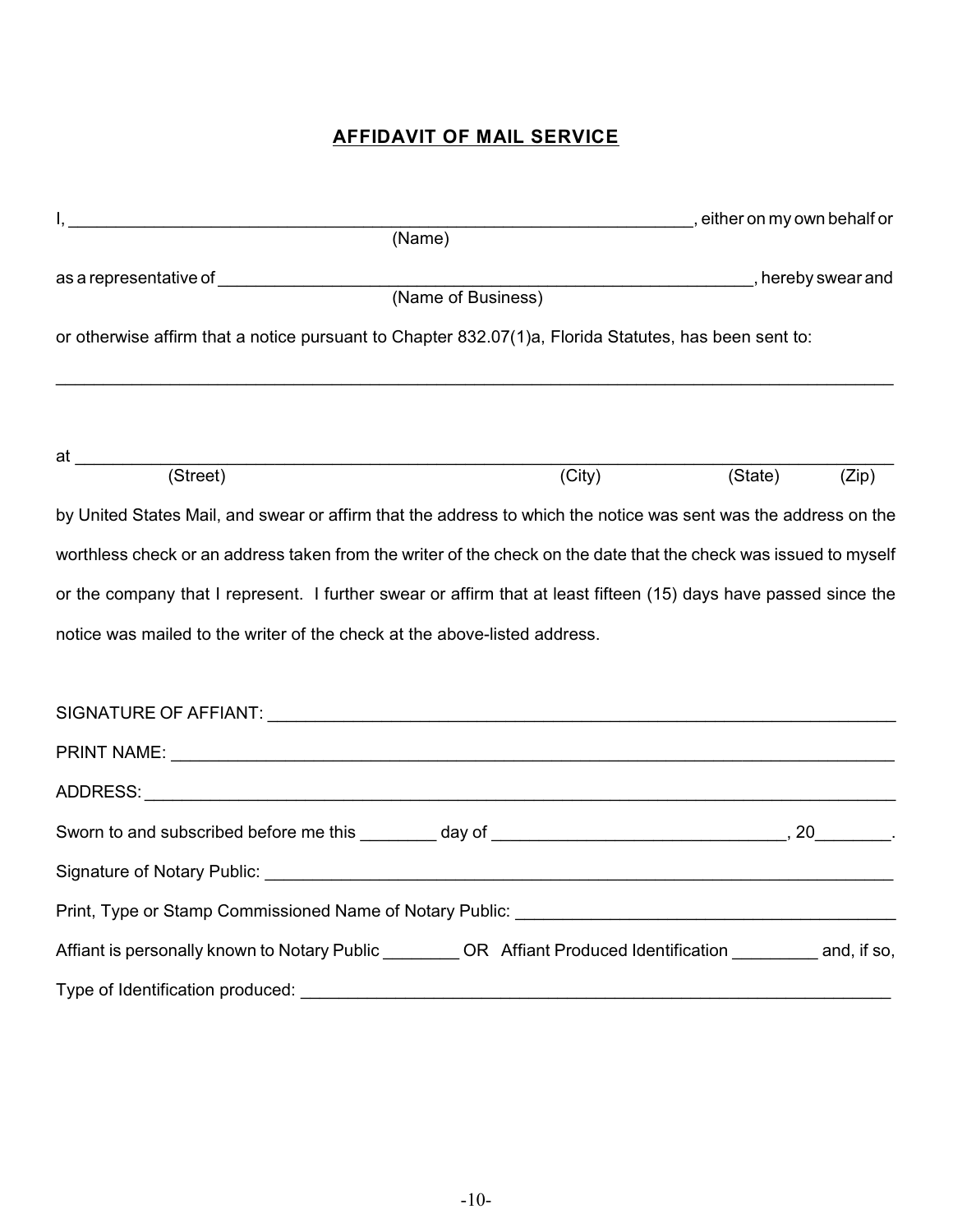## AFFIDAVIT OF MAIL SERVICE

I, ______________________________________________________________________, either on my own behalf or
(Name)

as a representative of ___________________________________________________________, hereby swear and
(Name of Business)

or otherwise affirm that a notice pursuant to Chapter 832.07(1)a, Florida Statutes, has been sent to:

_____________________________________________________________________________________________

at ___________________________________________________________________________________________
(Street) (City) (State) (Zip)

by United States Mail, and swear or affirm that the address to which the notice was sent was the address on the worthless check or an address taken from the writer of the check on the date that the check was issued to myself or the company that I represent. I further swear or affirm that at least fifteen (15) days have passed since the notice was mailed to the writer of the check at the above-listed address.

SIGNATURE OF AFFIANT: _______________________________________________________________

PRINT NAME: ________________________________________________________________________

ADDRESS: __________________________________________________________________________

Sworn to and subscribed before me this ________ day of _______________________________, 20________.

Signature of Notary Public: _______________________________________________________________

Print, Type or Stamp Commissioned Name of Notary Public: ________________________________________

Affiant is personally known to Notary Public ________ OR Affiant Produced Identification _________ and, if so,

Type of Identification produced: ___________________________________________________________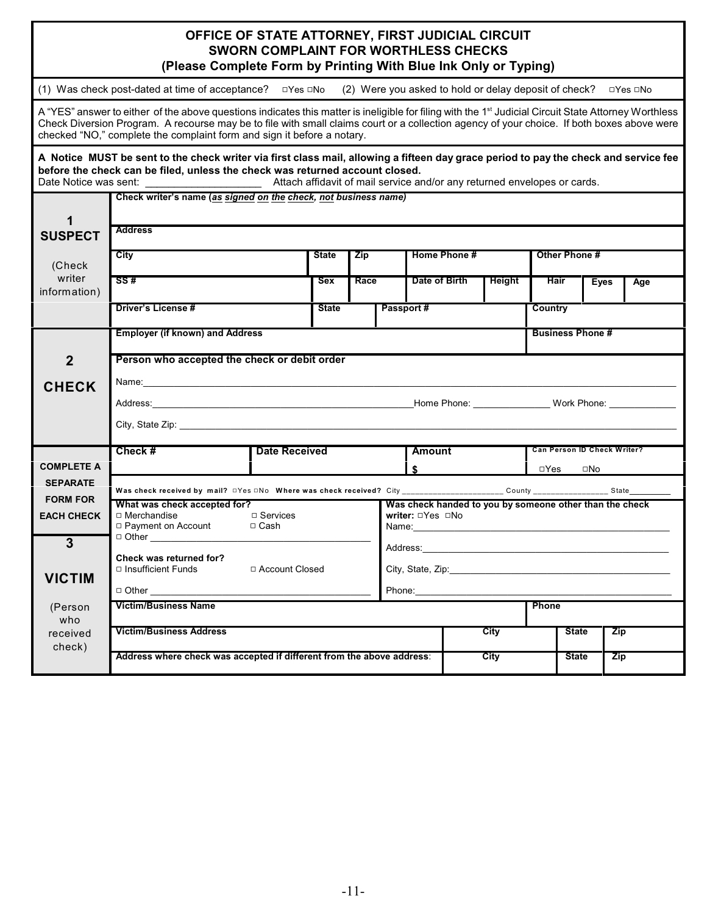# OFFICE OF STATE ATTORNEY, FIRST JUDICIAL CIRCUIT
## SWORN COMPLAINT FOR WORTHLESS CHECKS
### (Please Complete Form by Printing With Blue Ink Only or Typing)

(1) Was check post-dated at time of acceptance? □Yes □No (2) Were you asked to hold or delay deposit of check? □Yes □No

A "YES" answer to either of the above questions indicates this matter is ineligible for filing with the 1st Judicial Circuit State Attorney Worthless Check Diversion Program. A recourse may be to file with small claims court or a collection agency of your choice. If both boxes above were checked "NO," complete the complaint form and sign it before a notary.

**A Notice MUST be sent to the check writer via first class mail, allowing a fifteen day grace period to pay the check and service fee before the check can be filed, unless the check was returned account closed.**

Date Notice was sent: ____________________ Attach affidavit of mail service and/or any returned envelopes or cards.

## 1 SUSPECT (Check writer information)

| Check writer's name (*as signed on the check, not business name*) | | | | | | | | |
|---|---|---|---|---|---|---|---|---|
| | | | | | | | | |
| **Address** | | | | | | | | |
| | | | | | | | | |
| **City** | **State** | **Zip** | **Home Phone #** | | **Other Phone #** | | | |
| | | | | | | | | |
| **SS #** | **Sex** | **Race** | **Date of Birth** | **Height** | **Hair** | **Eyes** | **Age** | |
| | | | | | | | | |
| **Driver's License #** | **State** | **Passport #** | | | **Country** | | | |
| | | | | | | | | |
| **Employer (if known) and Address** | | | | | **Business Phone #** | | | |
| | | | | | | | | |

## 2 CHECK

**Person who accepted the check or debit order**

Name: ____________________________________________

Address: ______________________ Home Phone: ______________ Work Phone: ____________

City, State Zip: ____________________________________________

**COMPLETE A SEPARATE FORM FOR EACH CHECK**

| Check # | Date Received | Amount | Can Person ID Check Writer? |
|---|---|---|---|
| | | $ | □Yes □No |

**Was check received by mail?** □Yes □No **Where was check received?** City ______________________ County ________________ State_________

**What was check accepted for?**
□ Merchandise □ Services
□ Payment on Account □ Cash
□ Other ______________________________

**Was check handed to you by someone other than the check writer:** □Yes □No
Name: ______________________________
Address: ______________________________
City, State, Zip: ______________________________
Phone: ______________________________

**Check was returned for?**
□ Insufficient Funds □ Account Closed
□ Other ______________________________

## 3 VICTIM (Person who received check)

| Victim/Business Name | | | Phone | |
|---|---|---|---|---|
| | | | | |
| **Victim/Business Address** | **City** | | **State** | **Zip** |
| | | | | |
| **Address where check was accepted if different from the above address**: | **City** | | **State** | **Zip** |
| | | | | |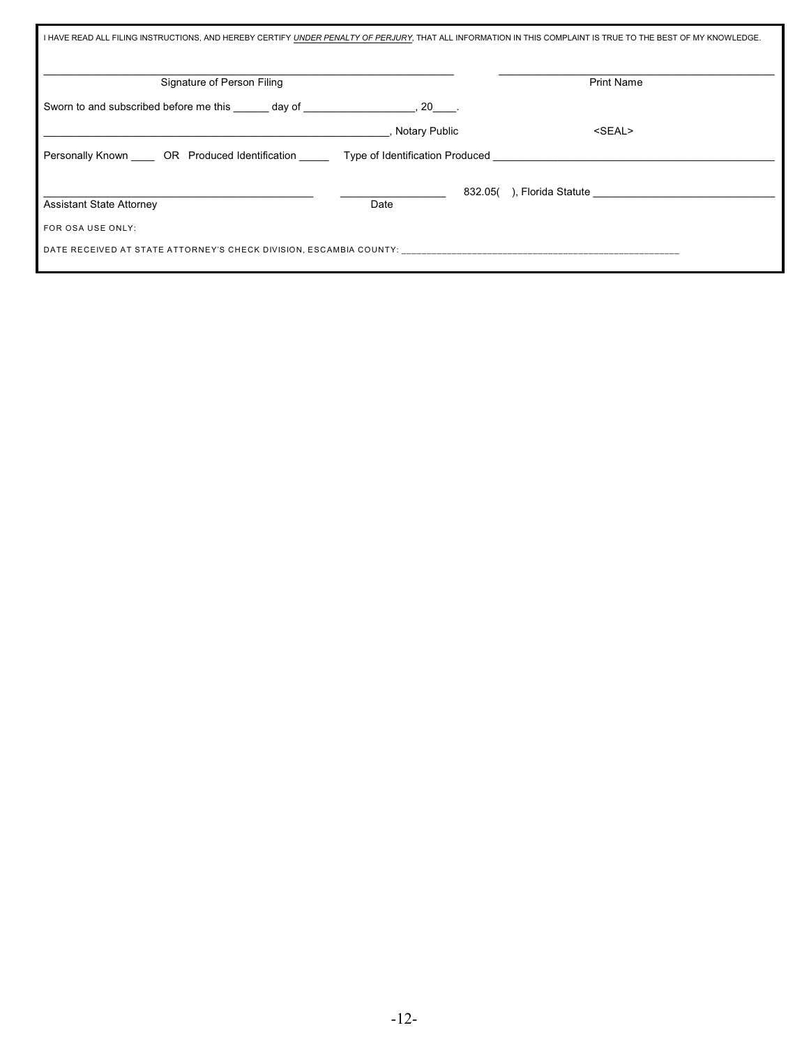I HAVE READ ALL FILING INSTRUCTIONS, AND HEREBY CERTIFY ***UNDER PENALTY OF PERJURY***, THAT ALL INFORMATION IN THIS COMPLAINT IS TRUE TO THE BEST OF MY KNOWLEDGE.

______________________________________________ &nbsp;&nbsp;&nbsp;&nbsp; ______________________________________________

Signature of Person Filing &nbsp;&nbsp;&nbsp;&nbsp; Print Name

Sworn to and subscribed before me this ______ day of ___________________, 20____.

__________________________________________________, Notary Public &nbsp;&nbsp;&nbsp;&nbsp; <SEAL>

Personally Known ____ OR Produced Identification _____ Type of Identification Produced ______________________________

______________________________ &nbsp;&nbsp;&nbsp;&nbsp; _______________ &nbsp;&nbsp;&nbsp;&nbsp; 832.05( ), Florida Statute ______________________________

Assistant State Attorney &nbsp;&nbsp;&nbsp;&nbsp; Date

FOR OSA USE ONLY:

DATE RECEIVED AT STATE ATTORNEY'S CHECK DIVISION, ESCAMBIA COUNTY: ____________________________________________